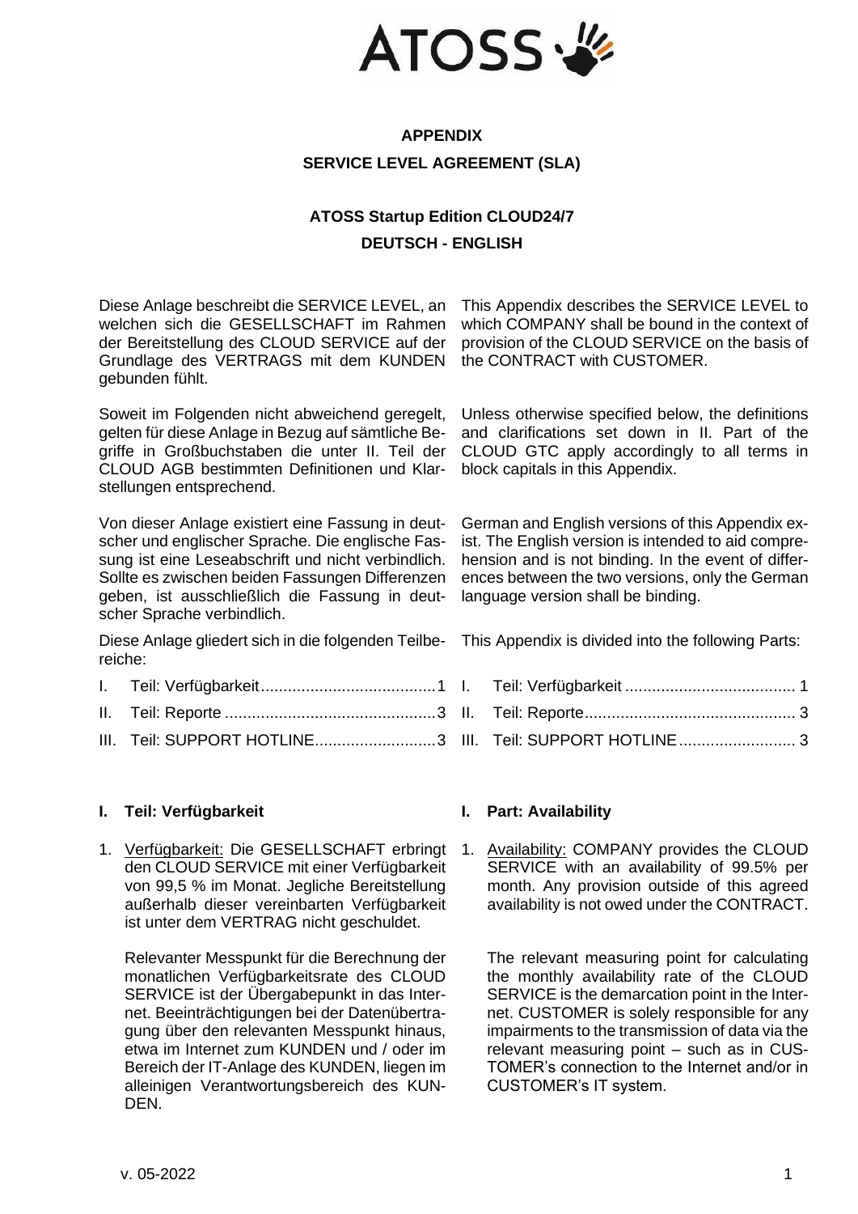**APPENDIX**

**SERVICE LEVEL AGREEMENT (SLA)**

**ATOSS Startup Edition CLOUD24/7**

**DEUTSCH - ENGLISH**

Diese Anlage beschreibt die SERVICE LEVEL, an welchen sich die GESELLSCHAFT im Rahmen der Bereitstellung des CLOUD SERVICE auf der Grundlage des VERTRAGS mit dem KUNDEN gebunden fühlt.

This Appendix describes the SERVICE LEVEL to which COMPANY shall be bound in the context of provision of the CLOUD SERVICE on the basis of the CONTRACT with CUSTOMER.

Soweit im Folgenden nicht abweichend geregelt, gelten für diese Anlage in Bezug auf sämtliche Begriffe in Großbuchstaben die unter II. Teil der CLOUD AGB bestimmten Definitionen und Klarstellungen entsprechend.

Unless otherwise specified below, the definitions and clarifications set down in II. Part of the CLOUD GTC apply accordingly to all terms in block capitals in this Appendix.

Von dieser Anlage existiert eine Fassung in deutscher und englischer Sprache. Die englische Fassung ist eine Leseabschrift und nicht verbindlich. Sollte es zwischen beiden Fassungen Differenzen geben, ist ausschließlich die Fassung in deutscher Sprache verbindlich.

German and English versions of this Appendix exist. The English version is intended to aid comprehension and is not binding. In the event of differences between the two versions, only the German language version shall be binding.

Diese Anlage gliedert sich in die folgenden Teilbereiche:

I. Teil: Verfügbarkeit ....................................... 1
II. Teil: Reporte ............................................... 3
III. Teil: SUPPORT HOTLINE........................... 3

This Appendix is divided into the following Parts:

I. Teil: Verfügbarkeit ...................................... 1
II. Teil: Reporte............................................... 3
III. Teil: SUPPORT HOTLINE.......................... 3

## I. Teil: Verfügbarkeit

1. Verfügbarkeit: Die GESELLSCHAFT erbringt den CLOUD SERVICE mit einer Verfügbarkeit von 99,5 % im Monat. Jegliche Bereitstellung außerhalb dieser vereinbarten Verfügbarkeit ist unter dem VERTRAG nicht geschuldet.

   Relevanter Messpunkt für die Berechnung der monatlichen Verfügbarkeitsrate des CLOUD SERVICE ist der Übergabepunkt in das Internet. Beeinträchtigungen bei der Datenübertragung über den relevanten Messpunkt hinaus, etwa im Internet zum KUNDEN und / oder im Bereich der IT-Anlage des KUNDEN, liegen im alleinigen Verantwortungsbereich des KUNDEN.

## I. Part: Availability

1. Availability: COMPANY provides the CLOUD SERVICE with an availability of 99.5% per month. Any provision outside of this agreed availability is not owed under the CONTRACT.

   The relevant measuring point for calculating the monthly availability rate of the CLOUD SERVICE is the demarcation point in the Internet. CUSTOMER is solely responsible for any impairments to the transmission of data via the relevant measuring point – such as in CUSTOMER's connection to the Internet and/or in CUSTOMER's IT system.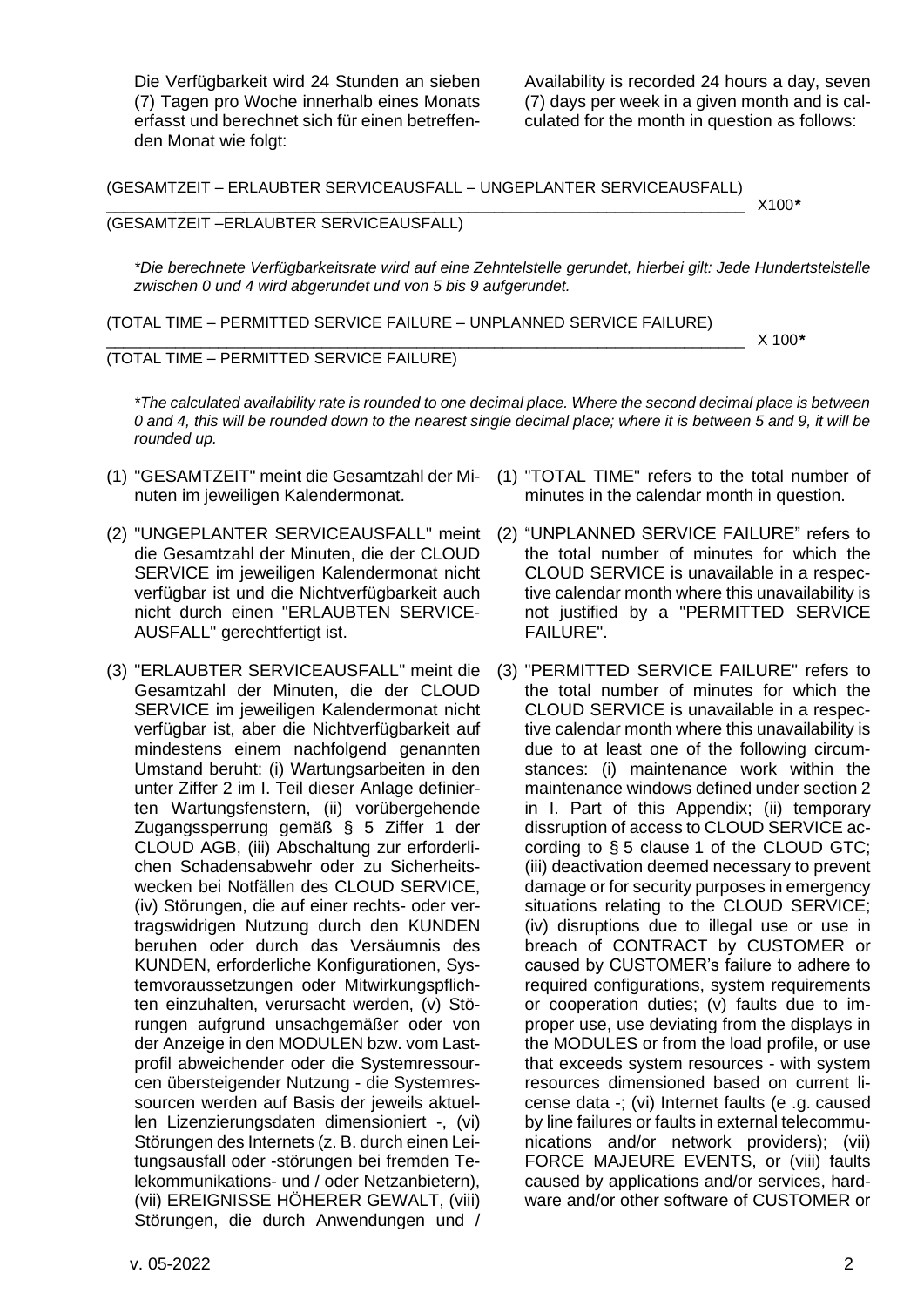Die Verfügbarkeit wird 24 Stunden an sieben (7) Tagen pro Woche innerhalb eines Monats erfasst und berechnet sich für einen betreffenden Monat wie folgt:

Availability is recorded 24 hours a day, seven (7) days per week in a given month and is calculated for the month in question as follows:

$$\frac{\text{(GESAMTZEIT – ERLAUBTER SERVICEAUSFALL – UNGEPLANTER SERVICEAUSFALL)}}{\text{(GESAMTZEIT – ERLAUBTER SERVICEAUSFALL)}} \text{ X100*}$$

*\*Die berechnete Verfügbarkeitsrate wird auf eine Zehntelstelle gerundet, hierbei gilt: Jede Hundertstelstelle zwischen 0 und 4 wird abgerundet und von 5 bis 9 aufgerundet.*

$$\frac{\text{(TOTAL TIME – PERMITTED SERVICE FAILURE – UNPLANNED SERVICE FAILURE)}}{\text{(TOTAL TIME – PERMITTED SERVICE FAILURE)}} \text{ X 100*}$$

*\*The calculated availability rate is rounded to one decimal place. Where the second decimal place is between 0 and 4, this will be rounded down to the nearest single decimal place; where it is between 5 and 9, it will be rounded up.*

(1) "GESAMTZEIT" meint die Gesamtzahl der Minuten im jeweiligen Kalendermonat.

(2) "UNGEPLANTER SERVICEAUSFALL" meint die Gesamtzahl der Minuten, die der CLOUD SERVICE im jeweiligen Kalendermonat nicht verfügbar ist und die Nichtverfügbarkeit auch nicht durch einen "ERLAUBTEN SERVICE-AUSFALL" gerechtfertigt ist.

(3) "ERLAUBTER SERVICEAUSFALL" meint die Gesamtzahl der Minuten, die der CLOUD SERVICE im jeweiligen Kalendermonat nicht verfügbar ist, aber die Nichtverfügbarkeit auf mindestens einem nachfolgend genannten Umstand beruht: (i) Wartungsarbeiten in den unter Ziffer 2 im I. Teil dieser Anlage definierten Wartungsfenstern, (ii) vorübergehende Zugangssperrung gemäß § 5 Ziffer 1 der CLOUD AGB, (iii) Abschaltung zur erforderlichen Schadensabwehr oder zu Sicherheitswecken bei Notfällen des CLOUD SERVICE, (iv) Störungen, die auf einer rechts- oder vertragswidrigen Nutzung durch den KUNDEN beruhen oder durch das Versäumnis des KUNDEN, erforderliche Konfigurationen, Systemvoraussetzungen oder Mitwirkungspflichten einzuhalten, verursacht werden, (v) Störungen aufgrund unsachgemäßer oder von der Anzeige in den MODULEN bzw. vom Lastprofil abweichender oder die Systemressourcen übersteigender Nutzung - die Systemressourcen werden auf Basis der jeweils aktuellen Lizenzierungsdaten dimensioniert -, (vi) Störungen des Internets (z. B. durch einen Leitungsausfall oder -störungen bei fremden Telekommunikations- und / oder Netzanbietern), (vii) EREIGNISSE HÖHERER GEWALT, (viii) Störungen, die durch Anwendungen und /

(1) "TOTAL TIME" refers to the total number of minutes in the calendar month in question.

(2) “UNPLANNED SERVICE FAILURE” refers to the total number of minutes for which the CLOUD SERVICE is unavailable in a respective calendar month where this unavailability is not justified by a "PERMITTED SERVICE FAILURE".

(3) "PERMITTED SERVICE FAILURE" refers to the total number of minutes for which the CLOUD SERVICE is unavailable in a respective calendar month where this unavailability is due to at least one of the following circumstances: (i) maintenance work within the maintenance windows defined under section 2 in I. Part of this Appendix; (ii) temporary dissruption of access to CLOUD SERVICE according to § 5 clause 1 of the CLOUD GTC; (iii) deactivation deemed necessary to prevent damage or for security purposes in emergency situations relating to the CLOUD SERVICE; (iv) disruptions due to illegal use or use in breach of CONTRACT by CUSTOMER or caused by CUSTOMER’s failure to adhere to required configurations, system requirements or cooperation duties; (v) faults due to improper use, use deviating from the displays in the MODULES or from the load profile, or use that exceeds system resources - with system resources dimensioned based on current license data -; (vi) Internet faults (e .g. caused by line failures or faults in external telecommunications and/or network providers); (vii) FORCE MAJEURE EVENTS, or (viii) faults caused by applications and/or services, hardware and/or other software of CUSTOMER or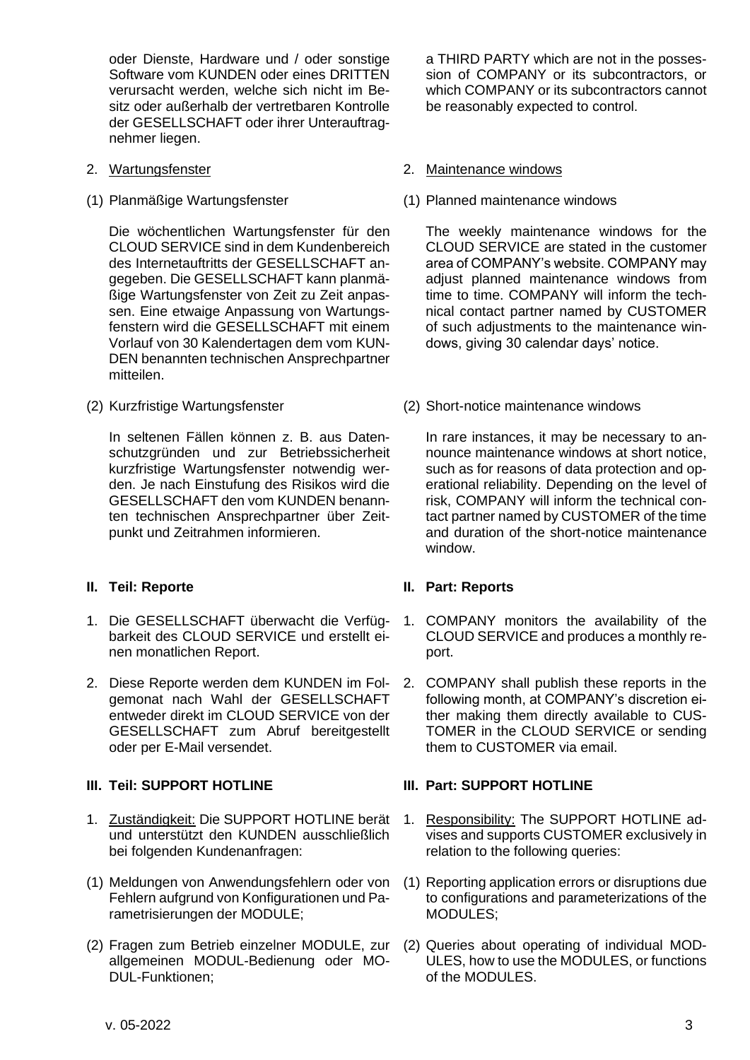oder Dienste, Hardware und / oder sonstige Software vom KUNDEN oder eines DRITTEN verursacht werden, welche sich nicht im Besitz oder außerhalb der vertretbaren Kontrolle der GESELLSCHAFT oder ihrer Unterauftragnehmer liegen.

a THIRD PARTY which are not in the possession of COMPANY or its subcontractors, or which COMPANY or its subcontractors cannot be reasonably expected to control.

2. Wartungsfenster

2. Maintenance windows

(1) Planmäßige Wartungsfenster

Die wöchentlichen Wartungsfenster für den CLOUD SERVICE sind in dem Kundenbereich des Internetauftritts der GESELLSCHAFT angegeben. Die GESELLSCHAFT kann planmäßige Wartungsfenster von Zeit zu Zeit anpassen. Eine etwaige Anpassung von Wartungsfenstern wird die GESELLSCHAFT mit einem Vorlauf von 30 Kalendertagen dem vom KUNDEN benannten technischen Ansprechpartner mitteilen.

(1) Planned maintenance windows

The weekly maintenance windows for the CLOUD SERVICE are stated in the customer area of COMPANY's website. COMPANY may adjust planned maintenance windows from time to time. COMPANY will inform the technical contact partner named by CUSTOMER of such adjustments to the maintenance windows, giving 30 calendar days' notice.

(2) Kurzfristige Wartungsfenster

In seltenen Fällen können z. B. aus Datenschutzgründen und zur Betriebssicherheit kurzfristige Wartungsfenster notwendig werden. Je nach Einstufung des Risikos wird die GESELLSCHAFT den vom KUNDEN benannten technischen Ansprechpartner über Zeitpunkt und Zeitrahmen informieren.

(2) Short-notice maintenance windows

In rare instances, it may be necessary to announce maintenance windows at short notice, such as for reasons of data protection and operational reliability. Depending on the level of risk, COMPANY will inform the technical contact partner named by CUSTOMER of the time and duration of the short-notice maintenance window.

## II. Teil: Reporte

1. Die GESELLSCHAFT überwacht die Verfügbarkeit des CLOUD SERVICE und erstellt einen monatlichen Report.
2. Diese Reporte werden dem KUNDEN im Folgemonat nach Wahl der GESELLSCHAFT entweder direkt im CLOUD SERVICE von der GESELLSCHAFT zum Abruf bereitgestellt oder per E-Mail versendet.

## II. Part: Reports

1. COMPANY monitors the availability of the CLOUD SERVICE and produces a monthly report.
2. COMPANY shall publish these reports in the following month, at COMPANY's discretion either making them directly available to CUSTOMER in the CLOUD SERVICE or sending them to CUSTOMER via email.

## III. Teil: SUPPORT HOTLINE

1. Zuständigkeit: Die SUPPORT HOTLINE berät und unterstützt den KUNDEN ausschließlich bei folgenden Kundenanfragen:

(1) Meldungen von Anwendungsfehlern oder von Fehlern aufgrund von Konfigurationen und Parametrisierungen der MODULE;

(2) Fragen zum Betrieb einzelner MODULE, zur allgemeinen MODUL-Bedienung oder MODUL-Funktionen;

## III. Part: SUPPORT HOTLINE

1. Responsibility: The SUPPORT HOTLINE advises and supports CUSTOMER exclusively in relation to the following queries:

(1) Reporting application errors or disruptions due to configurations and parameterizations of the MODULES;

(2) Queries about operating of individual MODULES, how to use the MODULES, or functions of the MODULES.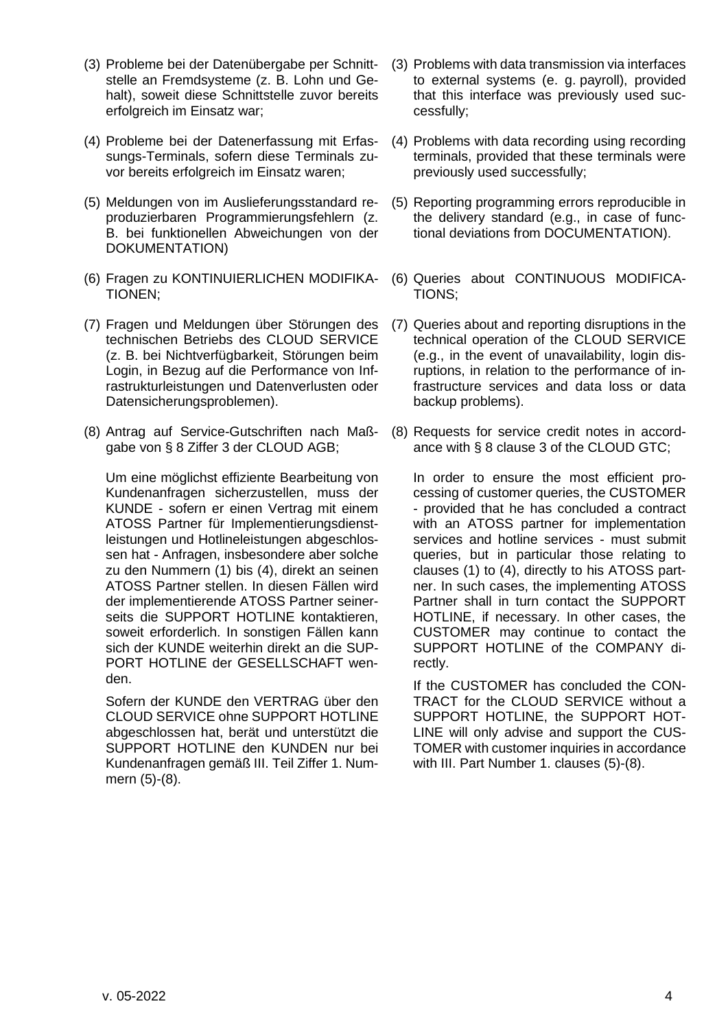(3) Probleme bei der Datenübergabe per Schnittstelle an Fremdsysteme (z. B. Lohn und Gehalt), soweit diese Schnittstelle zuvor bereits erfolgreich im Einsatz war;

(4) Probleme bei der Datenerfassung mit Erfassungs-Terminals, sofern diese Terminals zuvor bereits erfolgreich im Einsatz waren;

(5) Meldungen von im Auslieferungsstandard reproduzierbaren Programmierungsfehlern (z. B. bei funktionellen Abweichungen von der DOKUMENTATION)

(6) Fragen zu KONTINUIERLICHEN MODIFIKATIONEN;

(7) Fragen und Meldungen über Störungen des technischen Betriebs des CLOUD SERVICE (z. B. bei Nichtverfügbarkeit, Störungen beim Login, in Bezug auf die Performance von Infrastrukturleistungen und Datenverlusten oder Datensicherungsproblemen).

(8) Antrag auf Service-Gutschriften nach Maßgabe von § 8 Ziffer 3 der CLOUD AGB;

Um eine möglichst effiziente Bearbeitung von Kundenanfragen sicherzustellen, muss der KUNDE - sofern er einen Vertrag mit einem ATOSS Partner für Implementierungsdienstleistungen und Hotlineleistungen abgeschlossen hat - Anfragen, insbesondere aber solche zu den Nummern (1) bis (4), direkt an seinen ATOSS Partner stellen. In diesen Fällen wird der implementierende ATOSS Partner seinerseits die SUPPORT HOTLINE kontaktieren, soweit erforderlich. In sonstigen Fällen kann sich der KUNDE weiterhin direkt an die SUPPORT HOTLINE der GESELLSCHAFT wenden.

Sofern der KUNDE den VERTRAG über den CLOUD SERVICE ohne SUPPORT HOTLINE abgeschlossen hat, berät und unterstützt die SUPPORT HOTLINE den KUNDEN nur bei Kundenanfragen gemäß III. Teil Ziffer 1. Nummern (5)-(8).

(3) Problems with data transmission via interfaces to external systems (e. g. payroll), provided that this interface was previously used successfully;

(4) Problems with data recording using recording terminals, provided that these terminals were previously used successfully;

(5) Reporting programming errors reproducible in the delivery standard (e.g., in case of functional deviations from DOCUMENTATION).

(6) Queries about CONTINUOUS MODIFICATIONS;

(7) Queries about and reporting disruptions in the technical operation of the CLOUD SERVICE (e.g., in the event of unavailability, login disruptions, in relation to the performance of infrastructure services and data loss or data backup problems).

(8) Requests for service credit notes in accordance with § 8 clause 3 of the CLOUD GTC;

In order to ensure the most efficient processing of customer queries, the CUSTOMER - provided that he has concluded a contract with an ATOSS partner for implementation services and hotline services - must submit queries, but in particular those relating to clauses (1) to (4), directly to his ATOSS partner. In such cases, the implementing ATOSS Partner shall in turn contact the SUPPORT HOTLINE, if necessary. In other cases, the CUSTOMER may continue to contact the SUPPORT HOTLINE of the COMPANY directly.

If the CUSTOMER has concluded the CONTRACT for the CLOUD SERVICE without a SUPPORT HOTLINE, the SUPPORT HOTLINE will only advise and support the CUSTOMER with customer inquiries in accordance with III. Part Number 1. clauses (5)-(8).

v. 05-2022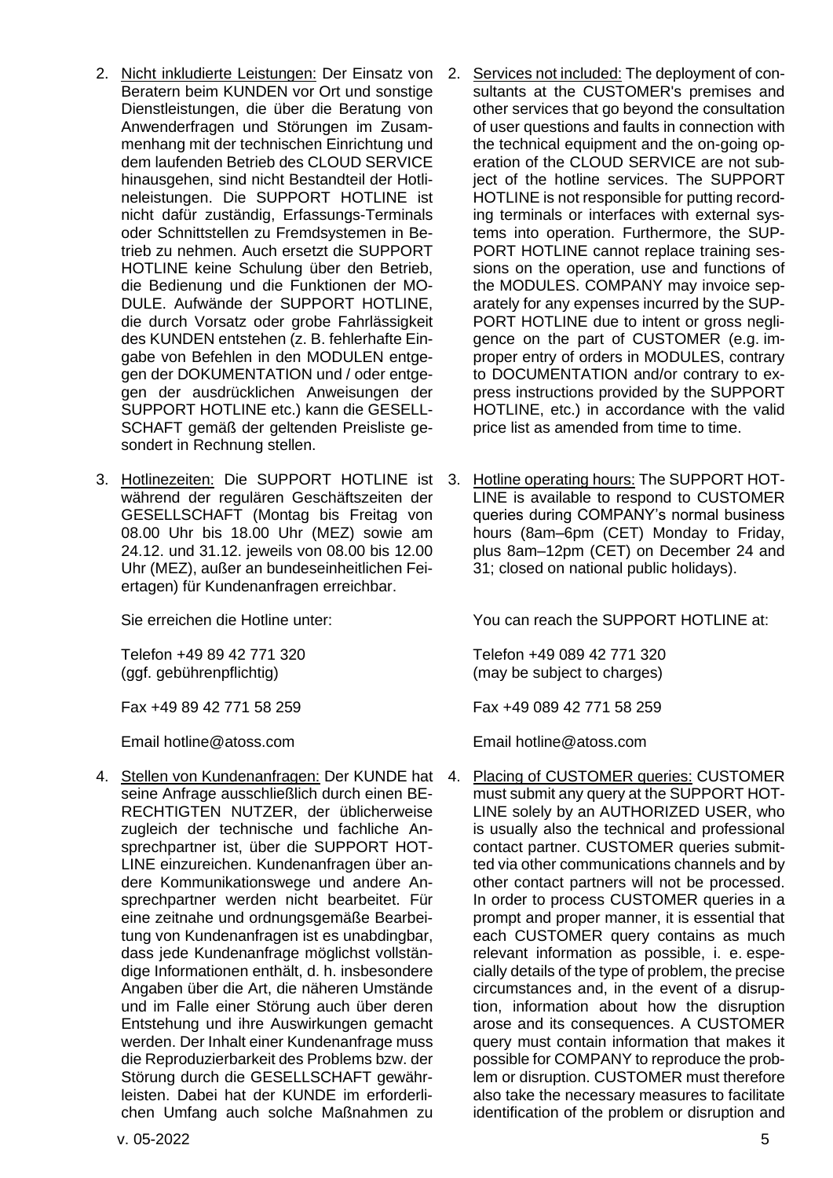2. Nicht inkludierte Leistungen: Der Einsatz von Beratern beim KUNDEN vor Ort und sonstige Dienstleistungen, die über die Beratung von Anwenderfragen und Störungen im Zusammenhang mit der technischen Einrichtung und dem laufenden Betrieb des CLOUD SERVICE hinausgehen, sind nicht Bestandteil der Hotlineleistungen. Die SUPPORT HOTLINE ist nicht dafür zuständig, Erfassungs-Terminals oder Schnittstellen zu Fremdsystemen in Betrieb zu nehmen. Auch ersetzt die SUPPORT HOTLINE keine Schulung über den Betrieb, die Bedienung und die Funktionen der MODULE. Aufwände der SUPPORT HOTLINE, die durch Vorsatz oder grobe Fahrlässigkeit des KUNDEN entstehen (z. B. fehlerhafte Eingabe von Befehlen in den MODULEN entgegen der DOKUMENTATION und / oder entgegen der ausdrücklichen Anweisungen der SUPPORT HOTLINE etc.) kann die GESELLSCHAFT gemäß der geltenden Preisliste gesondert in Rechnung stellen.

3. Hotlinezeiten: Die SUPPORT HOTLINE ist während der regulären Geschäftszeiten der GESELLSCHAFT (Montag bis Freitag von 08.00 Uhr bis 18.00 Uhr (MEZ) sowie am 24.12. und 31.12. jeweils von 08.00 bis 12.00 Uhr (MEZ), außer an bundeseinheitlichen Feiertagen) für Kundenanfragen erreichbar.

   Sie erreichen die Hotline unter:

   Telefon +49 89 42 771 320
   (ggf. gebührenpflichtig)

   Fax +49 89 42 771 58 259

   Email hotline@atoss.com

4. Stellen von Kundenanfragen: Der KUNDE hat seine Anfrage ausschließlich durch einen BERECHTIGTEN NUTZER, der üblicherweise zugleich der technische und fachliche Ansprechpartner ist, über die SUPPORT HOTLINE einzureichen. Kundenanfragen über andere Kommunikationswege und andere Ansprechpartner werden nicht bearbeitet. Für eine zeitnahe und ordnungsgemäße Bearbeitung von Kundenanfragen ist es unabdingbar, dass jede Kundenanfrage möglichst vollständige Informationen enthält, d. h. insbesondere Angaben über die Art, die näheren Umstände und im Falle einer Störung auch über deren Entstehung und ihre Auswirkungen gemacht werden. Der Inhalt einer Kundenanfrage muss die Reproduzierbarkeit des Problems bzw. der Störung durch die GESELLSCHAFT gewährleisten. Dabei hat der KUNDE im erforderlichen Umfang auch solche Maßnahmen zu

2. Services not included: The deployment of consultants at the CUSTOMER's premises and other services that go beyond the consultation of user questions and faults in connection with the technical equipment and the on-going operation of the CLOUD SERVICE are not subject of the hotline services. The SUPPORT HOTLINE is not responsible for putting recording terminals or interfaces with external systems into operation. Furthermore, the SUPPORT HOTLINE cannot replace training sessions on the operation, use and functions of the MODULES. COMPANY may invoice separately for any expenses incurred by the SUPPORT HOTLINE due to intent or gross negligence on the part of CUSTOMER (e.g. improper entry of orders in MODULES, contrary to DOCUMENTATION and/or contrary to express instructions provided by the SUPPORT HOTLINE, etc.) in accordance with the valid price list as amended from time to time.

3. Hotline operating hours: The SUPPORT HOTLINE is available to respond to CUSTOMER queries during COMPANY's normal business hours (8am–6pm (CET) Monday to Friday, plus 8am–12pm (CET) on December 24 and 31; closed on national public holidays).

   You can reach the SUPPORT HOTLINE at:

   Telefon +49 089 42 771 320
   (may be subject to charges)

   Fax +49 089 42 771 58 259

   Email hotline@atoss.com

4. Placing of CUSTOMER queries: CUSTOMER must submit any query at the SUPPORT HOTLINE solely by an AUTHORIZED USER, who is usually also the technical and professional contact partner. CUSTOMER queries submitted via other communications channels and by other contact partners will not be processed. In order to process CUSTOMER queries in a prompt and proper manner, it is essential that each CUSTOMER query contains as much relevant information as possible, i. e. especially details of the type of problem, the precise circumstances and, in the event of a disruption, information about how the disruption arose and its consequences. A CUSTOMER query must contain information that makes it possible for COMPANY to reproduce the problem or disruption. CUSTOMER must therefore also take the necessary measures to facilitate identification of the problem or disruption and

v. 05-2022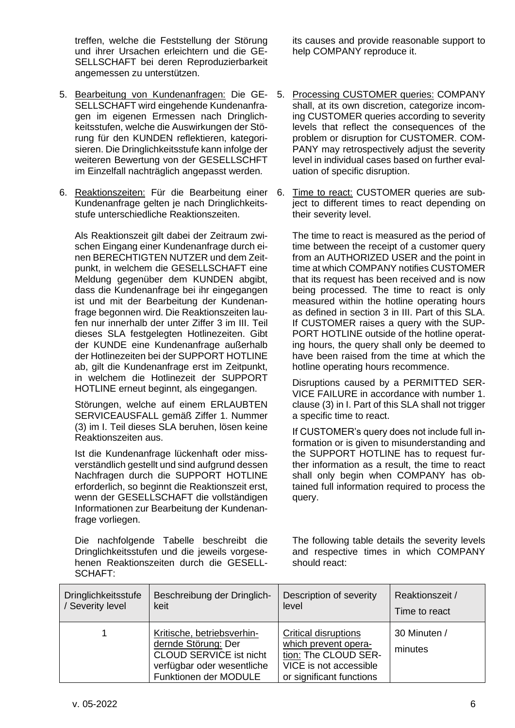treffen, welche die Feststellung der Störung und ihrer Ursachen erleichtern und die GESELLSCHAFT bei deren Reproduzierbarkeit angemessen zu unterstützen.

its causes and provide reasonable support to help COMPANY reproduce it.

5. <u>Bearbeitung von Kundenanfragen:</u> Die GESELLSCHAFT wird eingehende Kundenanfragen im eigenen Ermessen nach Dringlichkeitsstufen, welche die Auswirkungen der Störung für den KUNDEN reflektieren, kategorisieren. Die Dringlichkeitsstufe kann infolge der weiteren Bewertung von der GESELLSCHFT im Einzelfall nachträglich angepasst werden.

5. <u>Processing CUSTOMER queries:</u> COMPANY shall, at its own discretion, categorize incoming CUSTOMER queries according to severity levels that reflect the consequences of the problem or disruption for CUSTOMER. COMPANY may retrospectively adjust the severity level in individual cases based on further evaluation of specific disruption.

6. <u>Reaktionszeiten:</u> Für die Bearbeitung einer Kundenanfrage gelten je nach Dringlichkeitsstufe unterschiedliche Reaktionszeiten.

   Als Reaktionszeit gilt dabei der Zeitraum zwischen Eingang einer Kundenanfrage durch einen BERECHTIGTEN NUTZER und dem Zeitpunkt, in welchem die GESELLSCHAFT eine Meldung gegenüber dem KUNDEN abgibt, dass die Kundenanfrage bei ihr eingegangen ist und mit der Bearbeitung der Kundenanfrage begonnen wird. Die Reaktionszeiten laufen nur innerhalb der unter Ziffer 3 im III. Teil dieses SLA festgelegten Hotlinezeiten. Gibt der KUNDE eine Kundenanfrage außerhalb der Hotlinezeiten bei der SUPPORT HOTLINE ab, gilt die Kundenanfrage erst im Zeitpunkt, in welchem die Hotlinezeit der SUPPORT HOTLINE erneut beginnt, als eingegangen.

   Störungen, welche auf einem ERLAUBTEN SERVICEAUSFALL gemäß Ziffer 1. Nummer (3) im I. Teil dieses SLA beruhen, lösen keine Reaktionszeiten aus.

   Ist die Kundenanfrage lückenhaft oder missverständlich gestellt und sind aufgrund dessen Nachfragen durch die SUPPORT HOTLINE erforderlich, so beginnt die Reaktionszeit erst, wenn der GESELLSCHAFT die vollständigen Informationen zur Bearbeitung der Kundenanfrage vorliegen.

   Die nachfolgende Tabelle beschreibt die Dringlichkeitsstufen und die jeweils vorgesehenen Reaktionszeiten durch die GESELLSCHAFT:

6. <u>Time to react:</u> CUSTOMER queries are subject to different times to react depending on their severity level.

   The time to react is measured as the period of time between the receipt of a customer query from an AUTHORIZED USER and the point in time at which COMPANY notifies CUSTOMER that its request has been received and is now being processed. The time to react is only measured within the hotline operating hours as defined in section 3 in III. Part of this SLA. If CUSTOMER raises a query with the SUPPORT HOTLINE outside of the hotline operating hours, the query shall only be deemed to have been raised from the time at which the hotline operating hours recommence.

   Disruptions caused by a PERMITTED SERVICE FAILURE in accordance with number 1. clause (3) in I. Part of this SLA shall not trigger a specific time to react.

   If CUSTOMER's query does not include full information or is given to misunderstanding and the SUPPORT HOTLINE has to request further information as a result, the time to react shall only begin when COMPANY has obtained full information required to process the query.

   The following table details the severity levels and respective times in which COMPANY should react:

| Dringlichkeitsstufe / Severity level | Beschreibung der Dringlichkeit | Description of severity level | Reaktionszeit / Time to react |
|---|---|---|---|
| 1 | <u>Kritische, betriebsverhindernde Störung:</u> Der CLOUD SERVICE ist nicht verfügbar oder wesentliche Funktionen der MODULE | <u>Critical disruptions which prevent operation:</u> The CLOUD SERVICE is not accessible or significant functions | 30 Minuten / minutes |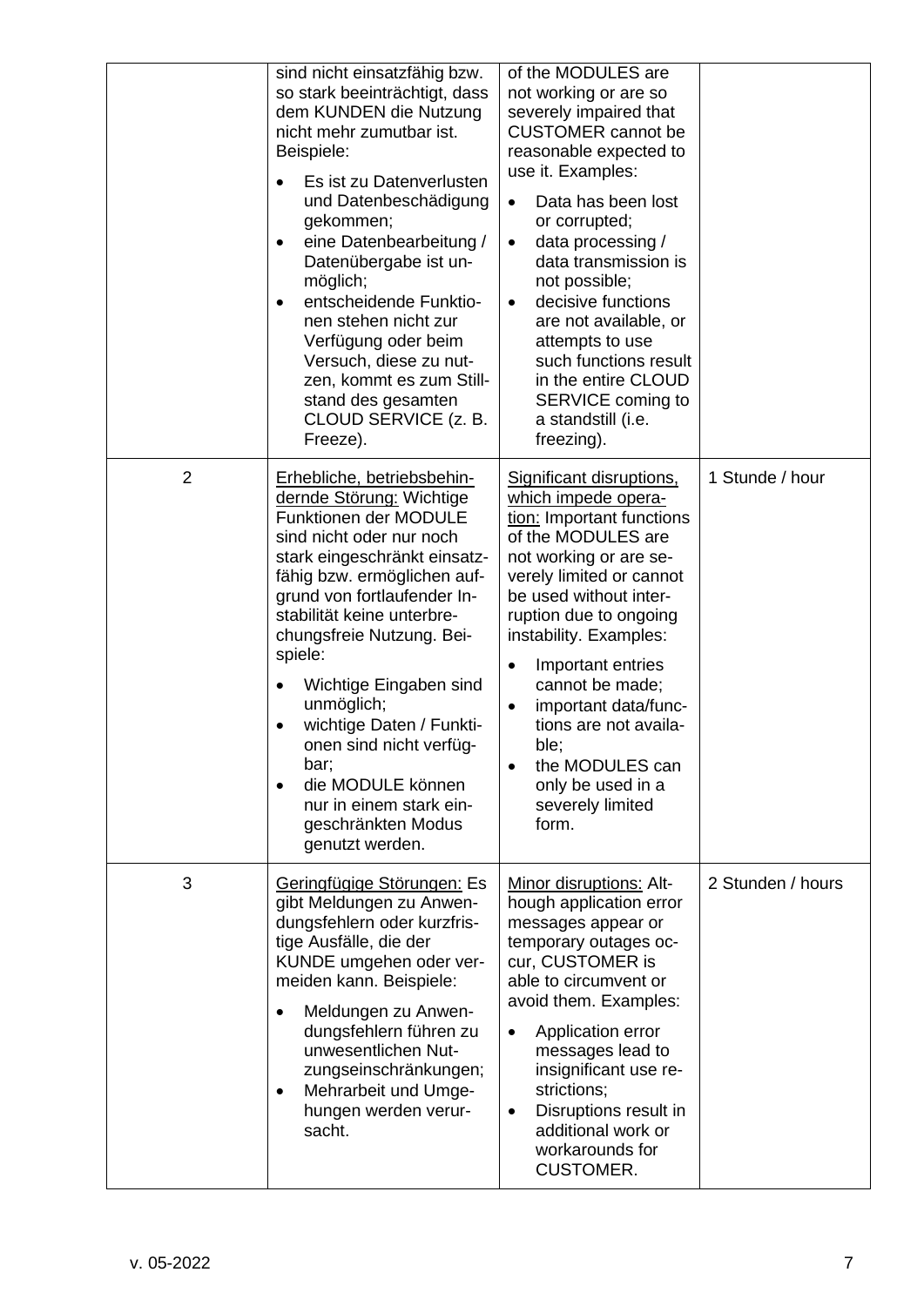| | | | |
|---|---|---|---|
| | sind nicht einsatzfähig bzw. so stark beeinträchtigt, dass dem KUNDEN die Nutzung nicht mehr zumutbar ist. Beispiele:<br>• Es ist zu Datenverlusten und Datenbeschädigung gekommen;<br>• eine Datenbearbeitung / Datenübergabe ist unmöglich;<br>• entscheidende Funktionen stehen nicht zur Verfügung oder beim Versuch, diese zu nutzen, kommt es zum Stillstand des gesamten CLOUD SERVICE (z. B. Freeze). | of the MODULES are not working or are so severely impaired that CUSTOMER cannot be reasonable expected to use it. Examples:<br>• Data has been lost or corrupted;<br>• data processing / data transmission is not possible;<br>• decisive functions are not available, or attempts to use such functions result in the entire CLOUD SERVICE coming to a standstill (i.e. freezing). | |
| 2 | <u>Erhebliche, betriebsbehindernde Störung:</u> Wichtige Funktionen der MODULE sind nicht oder nur noch stark eingeschränkt einsatzfähig bzw. ermöglichen aufgrund von fortlaufender Instabilität keine unterbrechungsfreie Nutzung. Beispiele:<br>• Wichtige Eingaben sind unmöglich;<br>• wichtige Daten / Funktionen sind nicht verfügbar;<br>• die MODULE können nur in einem stark eingeschränkten Modus genutzt werden. | <u>Significant disruptions, which impede operation:</u> Important functions of the MODULES are not working or are severely limited or cannot be used without interruption due to ongoing instability. Examples:<br>• Important entries cannot be made;<br>• important data/functions are not available;<br>• the MODULES can only be used in a severely limited form. | 1 Stunde / hour |
| 3 | <u>Geringfügige Störungen:</u> Es gibt Meldungen zu Anwendungsfehlern oder kurzfristige Ausfälle, die der KUNDE umgehen oder vermeiden kann. Beispiele:<br>• Meldungen zu Anwendungsfehlern führen zu unwesentlichen Nutzungseinschränkungen;<br>• Mehrarbeit und Umgehungen werden verursacht. | <u>Minor disruptions:</u> Although application error messages appear or temporary outages occur, CUSTOMER is able to circumvent or avoid them. Examples:<br>• Application error messages lead to insignificant use restrictions;<br>• Disruptions result in additional work or workarounds for CUSTOMER. | 2 Stunden / hours |

v. 05-2022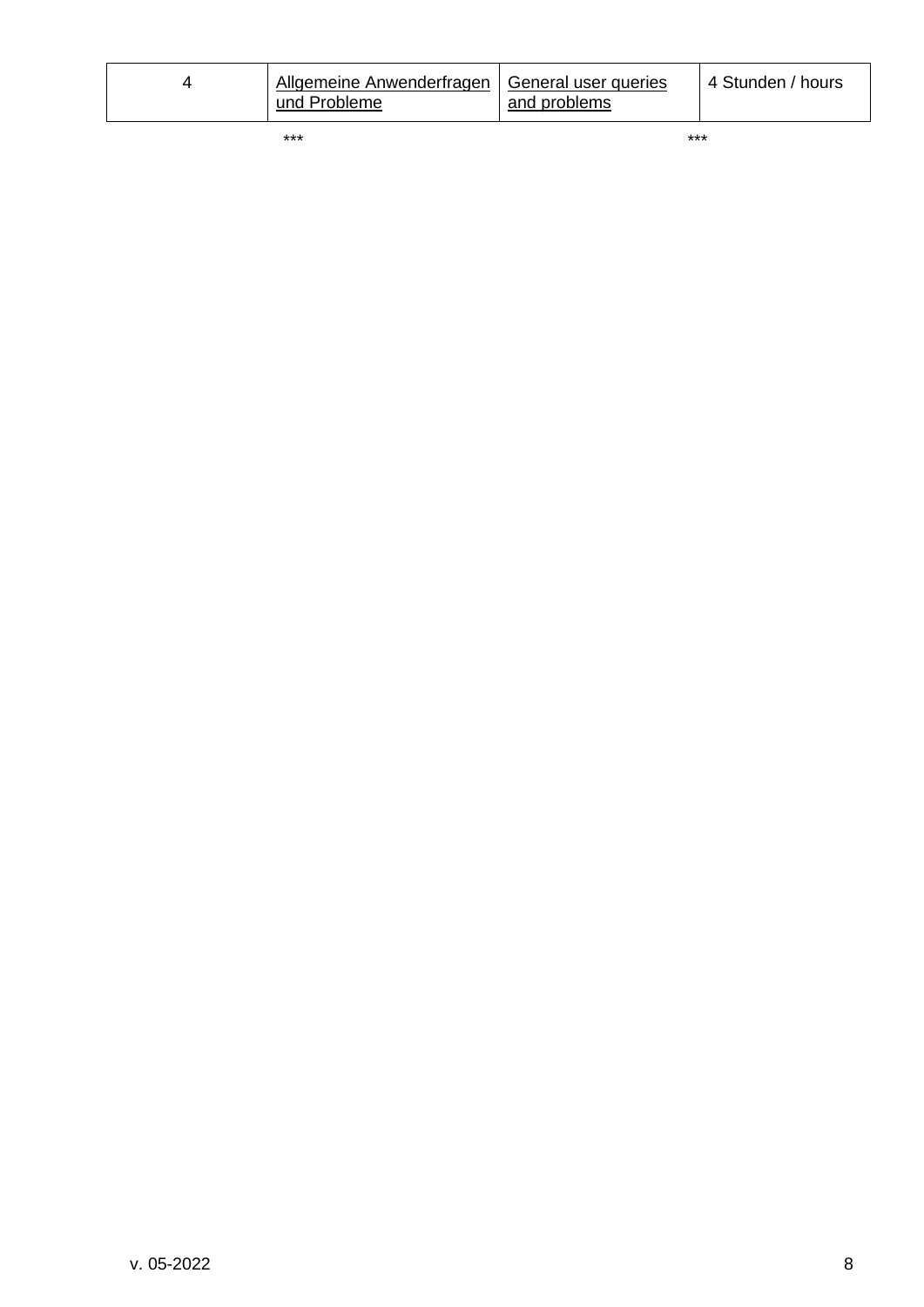| | | | |
|---|---|---|---|
| 4 | <u>Allgemeine Anwenderfragen und Probleme</u> | <u>General user queries and problems</u> | 4 Stunden / hours |

*** ***